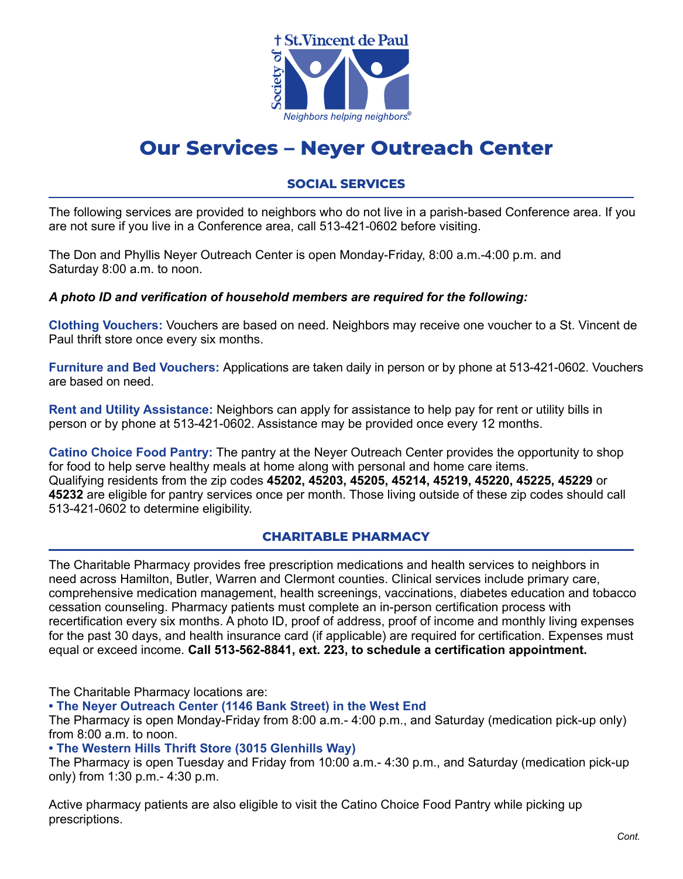# Our Services – Neyer Outreach Center

## SOCIAL SERVICES

The following services are provided to neighbors who do not live in a parish-based Conference area. If you are not sure if you live in a Conference area, call 513-421-0602 before visiting.

The Don and Phyllis Neyer Outreach Center is open Monday-Friday, 8:00 a.m.-4:00 p.m. and Saturday 8:00 a.m. to noon.

***A photo ID and verification of household members are required for the following:***

**Clothing Vouchers:** Vouchers are based on need. Neighbors may receive one voucher to a St. Vincent de Paul thrift store once every six months.

**Furniture and Bed Vouchers:** Applications are taken daily in person or by phone at 513-421-0602. Vouchers are based on need.

**Rent and Utility Assistance:** Neighbors can apply for assistance to help pay for rent or utility bills in person or by phone at 513-421-0602. Assistance may be provided once every 12 months.

**Catino Choice Food Pantry:** The pantry at the Neyer Outreach Center provides the opportunity to shop for food to help serve healthy meals at home along with personal and home care items. Qualifying residents from the zip codes **45202, 45203, 45205, 45214, 45219, 45220, 45225, 45229** or **45232** are eligible for pantry services once per month. Those living outside of these zip codes should call 513-421-0602 to determine eligibility.

## CHARITABLE PHARMACY

The Charitable Pharmacy provides free prescription medications and health services to neighbors in need across Hamilton, Butler, Warren and Clermont counties. Clinical services include primary care, comprehensive medication management, health screenings, vaccinations, diabetes education and tobacco cessation counseling. Pharmacy patients must complete an in-person certification process with recertification every six months. A photo ID, proof of address, proof of income and monthly living expenses for the past 30 days, and health insurance card (if applicable) are required for certification. Expenses must equal or exceed income. **Call 513-562-8841, ext. 223, to schedule a certification appointment.**

The Charitable Pharmacy locations are:

**• The Neyer Outreach Center (1146 Bank Street) in the West End**
The Pharmacy is open Monday-Friday from 8:00 a.m.- 4:00 p.m., and Saturday (medication pick-up only) from 8:00 a.m. to noon.

**• The Western Hills Thrift Store (3015 Glenhills Way)**
The Pharmacy is open Tuesday and Friday from 10:00 a.m.- 4:30 p.m., and Saturday (medication pick-up only) from 1:30 p.m.- 4:30 p.m.

Active pharmacy patients are also eligible to visit the Catino Choice Food Pantry while picking up prescriptions.

*Cont.*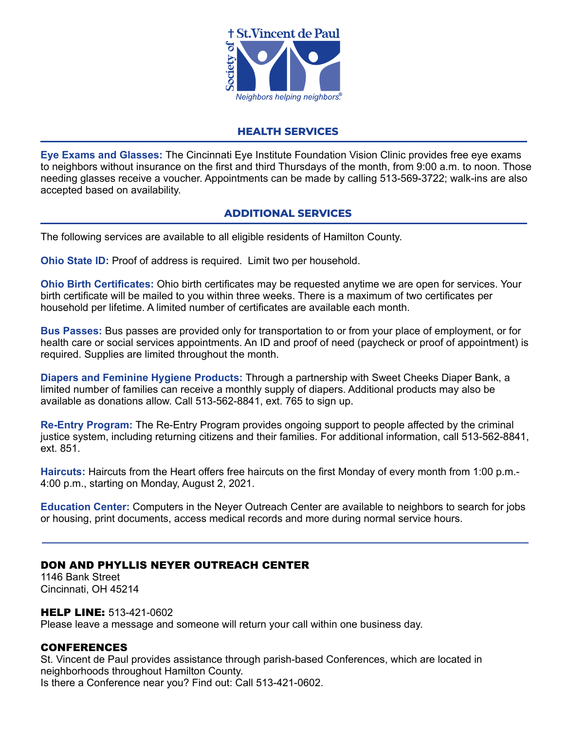Society of † St. Vincent de Paul

*Neighbors helping neighbors.®*

## HEALTH SERVICES

**Eye Exams and Glasses:** The Cincinnati Eye Institute Foundation Vision Clinic provides free eye exams to neighbors without insurance on the first and third Thursdays of the month, from 9:00 a.m. to noon. Those needing glasses receive a voucher. Appointments can be made by calling 513-569-3722; walk-ins are also accepted based on availability.

## ADDITIONAL SERVICES

The following services are available to all eligible residents of Hamilton County.

**Ohio State ID:** Proof of address is required. Limit two per household.

**Ohio Birth Certificates:** Ohio birth certificates may be requested anytime we are open for services. Your birth certificate will be mailed to you within three weeks. There is a maximum of two certificates per household per lifetime. A limited number of certificates are available each month.

**Bus Passes:** Bus passes are provided only for transportation to or from your place of employment, or for health care or social services appointments. An ID and proof of need (paycheck or proof of appointment) is required. Supplies are limited throughout the month.

**Diapers and Feminine Hygiene Products:** Through a partnership with Sweet Cheeks Diaper Bank, a limited number of families can receive a monthly supply of diapers. Additional products may also be available as donations allow. Call 513-562-8841, ext. 765 to sign up.

**Re-Entry Program:** The Re-Entry Program provides ongoing support to people affected by the criminal justice system, including returning citizens and their families. For additional information, call 513-562-8841, ext. 851.

**Haircuts:** Haircuts from the Heart offers free haircuts on the first Monday of every month from 1:00 p.m.-4:00 p.m., starting on Monday, August 2, 2021.

**Education Center:** Computers in the Neyer Outreach Center are available to neighbors to search for jobs or housing, print documents, access medical records and more during normal service hours.

---

### DON AND PHYLLIS NEYER OUTREACH CENTER

1146 Bank Street
Cincinnati, OH 45214

**HELP LINE:** 513-421-0602
Please leave a message and someone will return your call within one business day.

### CONFERENCES

St. Vincent de Paul provides assistance through parish-based Conferences, which are located in neighborhoods throughout Hamilton County.
Is there a Conference near you? Find out: Call 513-421-0602.